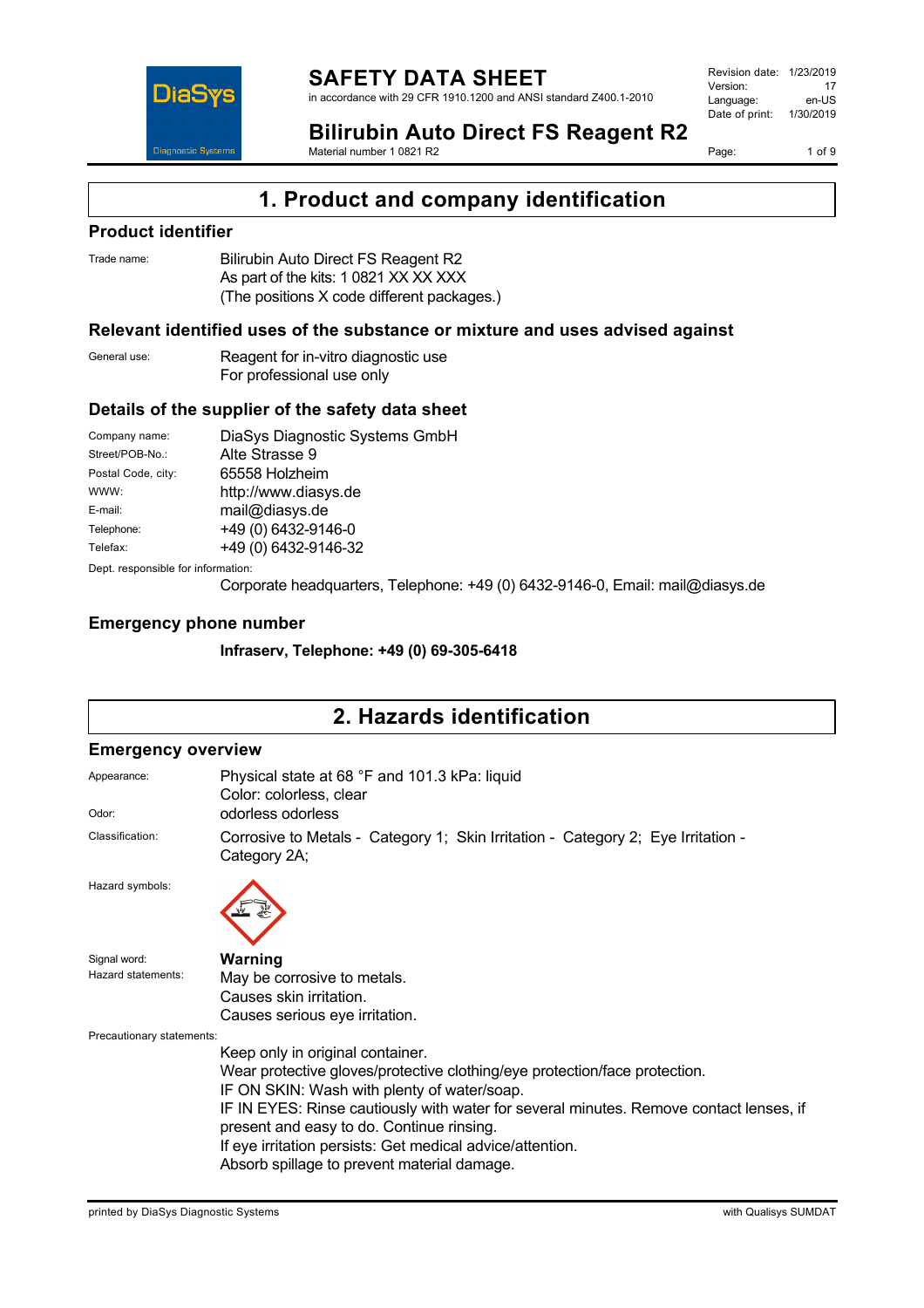# SAFETY DATA SHEET

in accordance with 29 CFR 1910.1200 and ANSI standard Z400.1-2010

Revision date: 1/23/2019
Version: 17
Language: en-US
Date of print: 1/30/2019

## Bilirubin Auto Direct FS Reagent R2

Material number 1 0821 R2

# 1. Product and company identification

## Product identifier

Trade name: Bilirubin Auto Direct FS Reagent R2
As part of the kits: 1 0821 XX XX XXX
(The positions X code different packages.)

## Relevant identified uses of the substance or mixture and uses advised against

General use: Reagent for in-vitro diagnostic use
For professional use only

## Details of the supplier of the safety data sheet

| | |
|---|---|
| Company name: | DiaSys Diagnostic Systems GmbH |
| Street/POB-No.: | Alte Strasse 9 |
| Postal Code, city: | 65558 Holzheim |
| WWW: | http://www.diasys.de |
| E-mail: | mail@diasys.de |
| Telephone: | +49 (0) 6432-9146-0 |
| Telefax: | +49 (0) 6432-9146-32 |

Dept. responsible for information:
Corporate headquarters, Telephone: +49 (0) 6432-9146-0, Email: mail@diasys.de

## Emergency phone number

**Infraserv, Telephone: +49 (0) 69-305-6418**

# 2. Hazards identification

## Emergency overview

Appearance: Physical state at 68 °F and 101.3 kPa: liquid
Color: colorless, clear

Odor: odorless odorless

Classification: Corrosive to Metals - Category 1; Skin Irritation - Category 2; Eye Irritation - Category 2A;

Hazard symbols:

Signal word: **Warning**

Hazard statements:
May be corrosive to metals.
Causes skin irritation.
Causes serious eye irritation.

Precautionary statements:
Keep only in original container.
Wear protective gloves/protective clothing/eye protection/face protection.
IF ON SKIN: Wash with plenty of water/soap.
IF IN EYES: Rinse cautiously with water for several minutes. Remove contact lenses, if present and easy to do. Continue rinsing.
If eye irritation persists: Get medical advice/attention.
Absorb spillage to prevent material damage.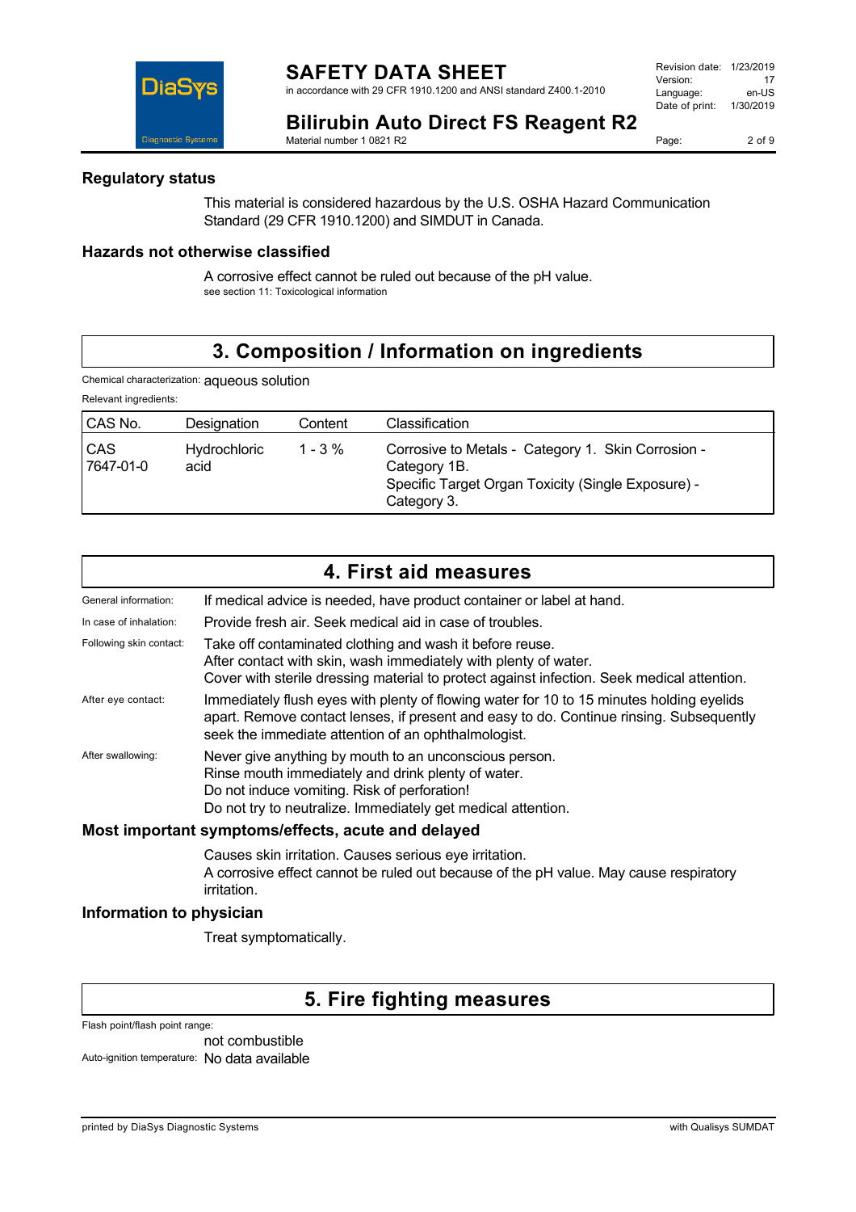### Regulatory status

This material is considered hazardous by the U.S. OSHA Hazard Communication Standard (29 CFR 1910.1200) and SIMDUT in Canada.

### Hazards not otherwise classified

A corrosive effect cannot be ruled out because of the pH value.
see section 11: Toxicological information

## 3. Composition / Information on ingredients

Chemical characterization: aqueous solution

Relevant ingredients:

| CAS No. | Designation | Content | Classification |
|---|---|---|---|
| CAS 7647-01-0 | Hydrochloric acid | 1 - 3 % | Corrosive to Metals - Category 1. Skin Corrosion - Category 1B. Specific Target Organ Toxicity (Single Exposure) - Category 3. |

## 4. First aid measures

General information: If medical advice is needed, have product container or label at hand.

In case of inhalation: Provide fresh air. Seek medical aid in case of troubles.

Following skin contact: Take off contaminated clothing and wash it before reuse.
After contact with skin, wash immediately with plenty of water.
Cover with sterile dressing material to protect against infection. Seek medical attention.

After eye contact: Immediately flush eyes with plenty of flowing water for 10 to 15 minutes holding eyelids apart. Remove contact lenses, if present and easy to do. Continue rinsing. Subsequently seek the immediate attention of an ophthalmologist.

After swallowing: Never give anything by mouth to an unconscious person.
Rinse mouth immediately and drink plenty of water.
Do not induce vomiting. Risk of perforation!
Do not try to neutralize. Immediately get medical attention.

### Most important symptoms/effects, acute and delayed

Causes skin irritation. Causes serious eye irritation.
A corrosive effect cannot be ruled out because of the pH value. May cause respiratory irritation.

### Information to physician

Treat symptomatically.

## 5. Fire fighting measures

Flash point/flash point range:
not combustible

Auto-ignition temperature: No data available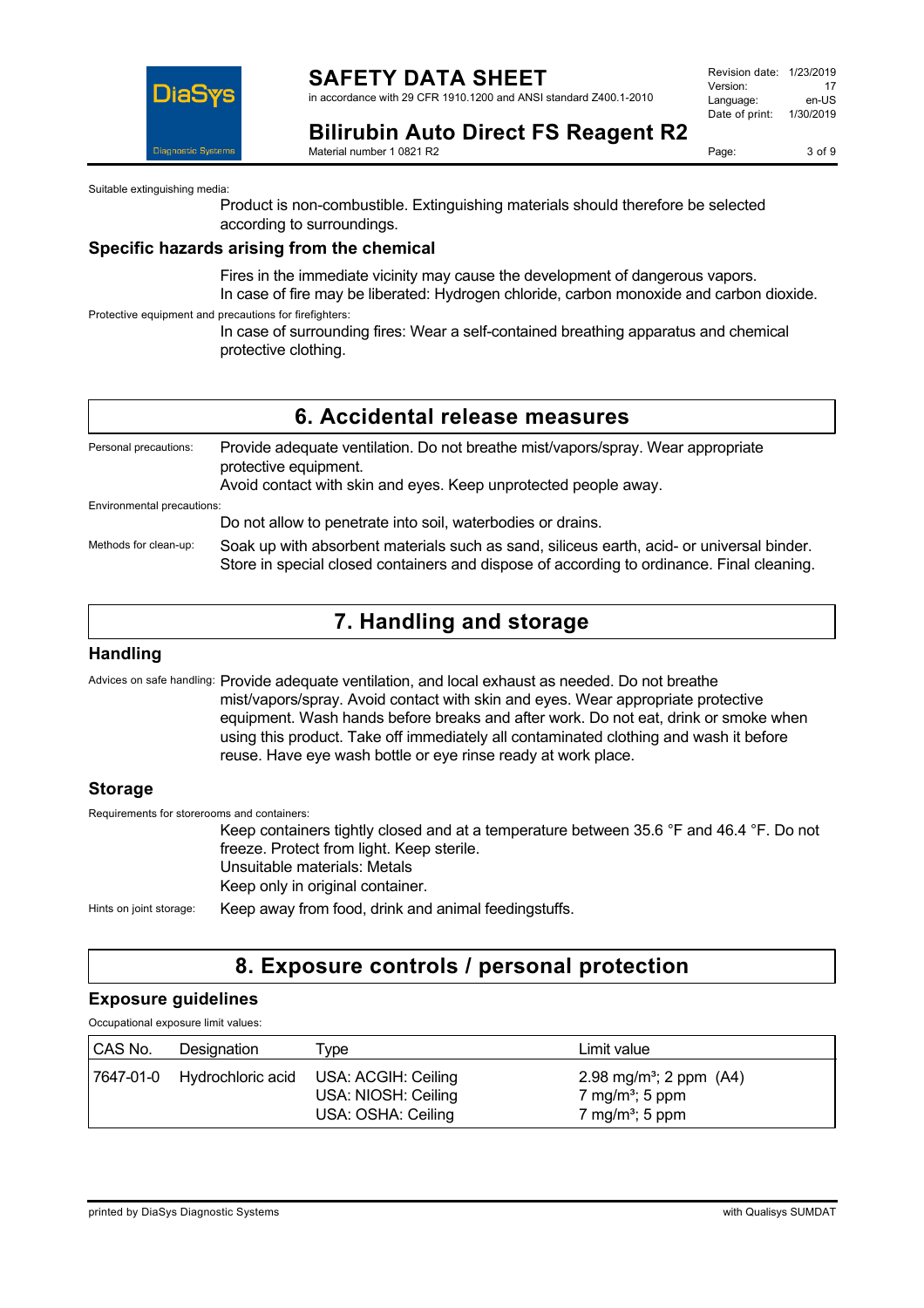Suitable extinguishing media:

Product is non-combustible. Extinguishing materials should therefore be selected according to surroundings.

### Specific hazards arising from the chemical

Fires in the immediate vicinity may cause the development of dangerous vapors.
In case of fire may be liberated: Hydrogen chloride, carbon monoxide and carbon dioxide.

Protective equipment and precautions for firefighters:

In case of surrounding fires: Wear a self-contained breathing apparatus and chemical protective clothing.

## 6. Accidental release measures

Personal precautions: Provide adequate ventilation. Do not breathe mist/vapors/spray. Wear appropriate protective equipment.
Avoid contact with skin and eyes. Keep unprotected people away.

Environmental precautions:

Do not allow to penetrate into soil, waterbodies or drains.

Methods for clean-up: Soak up with absorbent materials such as sand, siliceus earth, acid- or universal binder. Store in special closed containers and dispose of according to ordinance. Final cleaning.

## 7. Handling and storage

### Handling

Advices on safe handling: Provide adequate ventilation, and local exhaust as needed. Do not breathe mist/vapors/spray. Avoid contact with skin and eyes. Wear appropriate protective equipment. Wash hands before breaks and after work. Do not eat, drink or smoke when using this product. Take off immediately all contaminated clothing and wash it before reuse. Have eye wash bottle or eye rinse ready at work place.

### Storage

Requirements for storerooms and containers:

Keep containers tightly closed and at a temperature between 35.6 °F and 46.4 °F. Do not freeze. Protect from light. Keep sterile.
Unsuitable materials: Metals
Keep only in original container.

Hints on joint storage: Keep away from food, drink and animal feedingstuffs.

## 8. Exposure controls / personal protection

### Exposure guidelines

Occupational exposure limit values:

| CAS No. | Designation | Type | Limit value |
|---|---|---|---|
| 7647-01-0 | Hydrochloric acid | USA: ACGIH: Ceiling<br>USA: NIOSH: Ceiling<br>USA: OSHA: Ceiling | 2.98 mg/m³; 2 ppm (A4)<br>7 mg/m³; 5 ppm<br>7 mg/m³; 5 ppm |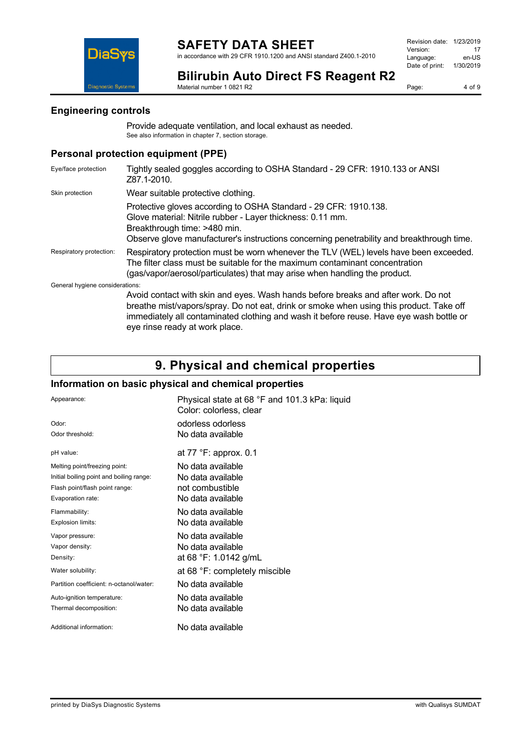### Engineering controls

Provide adequate ventilation, and local exhaust as needed.
See also information in chapter 7, section storage.

### Personal protection equipment (PPE)

| | |
|---|---|
| Eye/face protection | Tightly sealed goggles according to OSHA Standard - 29 CFR: 1910.133 or ANSI Z87.1-2010. |
| Skin protection | Wear suitable protective clothing. |
| | Protective gloves according to OSHA Standard - 29 CFR: 1910.138.<br>Glove material: Nitrile rubber - Layer thickness: 0.11 mm.<br>Breakthrough time: >480 min.<br>Observe glove manufacturer's instructions concerning penetrability and breakthrough time. |
| Respiratory protection: | Respiratory protection must be worn whenever the TLV (WEL) levels have been exceeded. The filter class must be suitable for the maximum contaminant concentration (gas/vapor/aerosol/particulates) that may arise when handling the product. |

General hygiene considerations:

Avoid contact with skin and eyes. Wash hands before breaks and after work. Do not breathe mist/vapors/spray. Do not eat, drink or smoke when using this product. Take off immediately all contaminated clothing and wash it before reuse. Have eye wash bottle or eye rinse ready at work place.

## 9. Physical and chemical properties

### Information on basic physical and chemical properties

| | |
|---|---|
| Appearance: | Physical state at 68 °F and 101.3 kPa: liquid<br>Color: colorless, clear |
| Odor: | odorless odorless |
| Odor threshold: | No data available |
| pH value: | at 77 °F: approx. 0.1 |
| Melting point/freezing point: | No data available |
| Initial boiling point and boiling range: | No data available |
| Flash point/flash point range: | not combustible |
| Evaporation rate: | No data available |
| Flammability: | No data available |
| Explosion limits: | No data available |
| Vapor pressure: | No data available |
| Vapor density: | No data available |
| Density: | at 68 °F: 1.0142 g/mL |
| Water solubility: | at 68 °F: completely miscible |
| Partition coefficient: n-octanol/water: | No data available |
| Auto-ignition temperature: | No data available |
| Thermal decomposition: | No data available |
| Additional information: | No data available |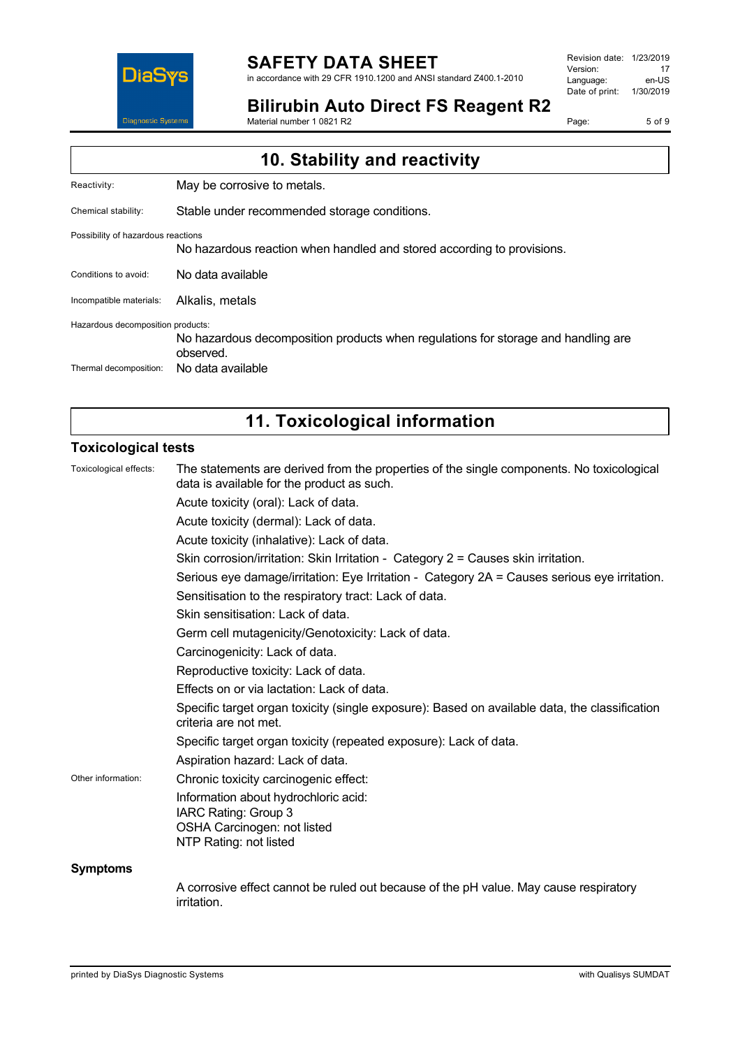## 10. Stability and reactivity

Reactivity: May be corrosive to metals.

Chemical stability: Stable under recommended storage conditions.

Possibility of hazardous reactions

No hazardous reaction when handled and stored according to provisions.

Conditions to avoid: No data available

Incompatible materials: Alkalis, metals

Hazardous decomposition products:

No hazardous decomposition products when regulations for storage and handling are observed.

Thermal decomposition: No data available

## 11. Toxicological information

### Toxicological tests

Toxicological effects: The statements are derived from the properties of the single components. No toxicological data is available for the product as such.

Acute toxicity (oral): Lack of data.

Acute toxicity (dermal): Lack of data.

Acute toxicity (inhalative): Lack of data.

Skin corrosion/irritation: Skin Irritation - Category 2 = Causes skin irritation.

Serious eye damage/irritation: Eye Irritation - Category 2A = Causes serious eye irritation.

Sensitisation to the respiratory tract: Lack of data.

Skin sensitisation: Lack of data.

Germ cell mutagenicity/Genotoxicity: Lack of data.

Carcinogenicity: Lack of data.

Reproductive toxicity: Lack of data.

Effects on or via lactation: Lack of data.

Specific target organ toxicity (single exposure): Based on available data, the classification criteria are not met.

Specific target organ toxicity (repeated exposure): Lack of data.

Aspiration hazard: Lack of data.

Other information: Chronic toxicity carcinogenic effect:

Information about hydrochloric acid:
IARC Rating: Group 3
OSHA Carcinogen: not listed
NTP Rating: not listed

### Symptoms

A corrosive effect cannot be ruled out because of the pH value. May cause respiratory irritation.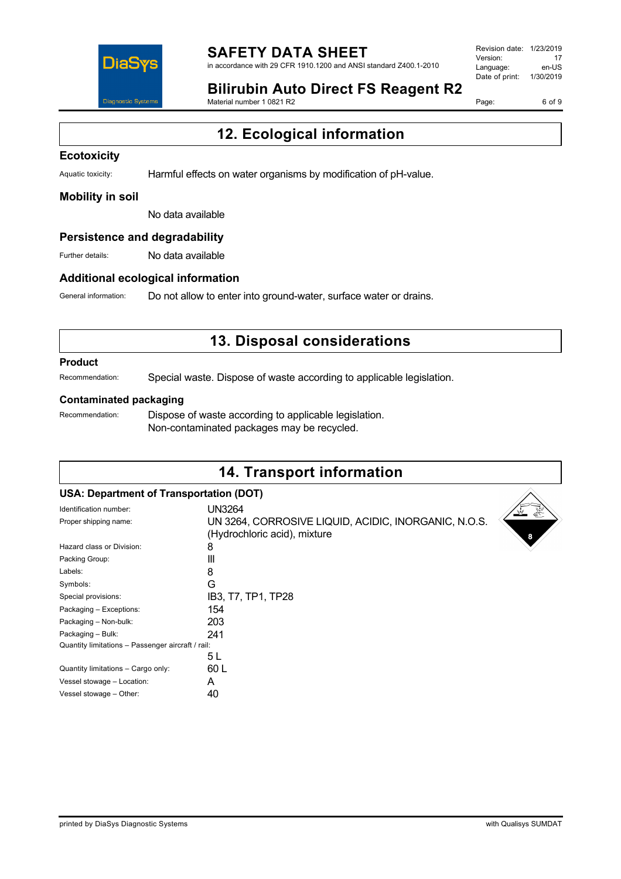## 12. Ecological information

### Ecotoxicity

Aquatic toxicity: Harmful effects on water organisms by modification of pH-value.

### Mobility in soil

No data available

### Persistence and degradability

Further details: No data available

### Additional ecological information

General information: Do not allow to enter into ground-water, surface water or drains.

## 13. Disposal considerations

### Product

Recommendation: Special waste. Dispose of waste according to applicable legislation.

### Contaminated packaging

Recommendation: Dispose of waste according to applicable legislation.
Non-contaminated packages may be recycled.

## 14. Transport information

### USA: Department of Transportation (DOT)

| | |
|---|---|
| Identification number: | UN3264 |
| Proper shipping name: | UN 3264, CORROSIVE LIQUID, ACIDIC, INORGANIC, N.O.S. (Hydrochloric acid), mixture |
| Hazard class or Division: | 8 |
| Packing Group: | III |
| Labels: | 8 |
| Symbols: | G |
| Special provisions: | IB3, T7, TP1, TP28 |
| Packaging – Exceptions: | 154 |
| Packaging – Non-bulk: | 203 |
| Packaging – Bulk: | 241 |
| Quantity limitations – Passenger aircraft / rail: | 5 L |
| Quantity limitations – Cargo only: | 60 L |
| Vessel stowage – Location: | A |
| Vessel stowage – Other: | 40 |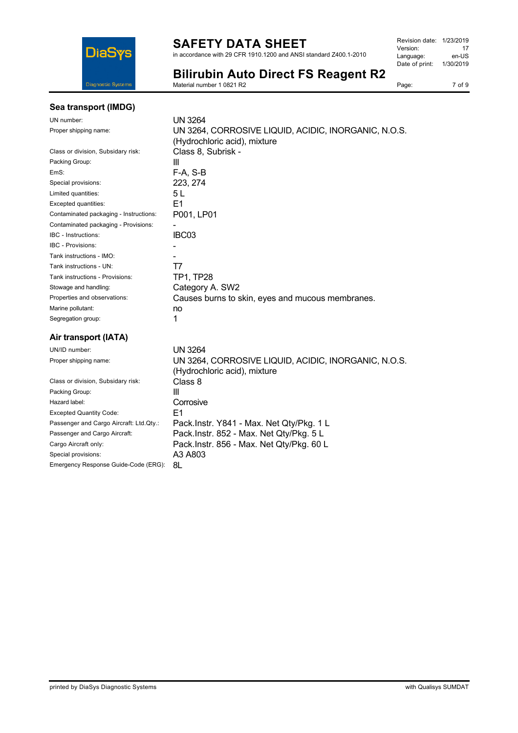### Sea transport (IMDG)

| | |
|---|---|
| UN number: | UN 3264 |
| Proper shipping name: | UN 3264, CORROSIVE LIQUID, ACIDIC, INORGANIC, N.O.S. (Hydrochloric acid), mixture |
| Class or division, Subsidary risk: | Class 8, Subrisk - |
| Packing Group: | III |
| EmS: | F-A, S-B |
| Special provisions: | 223, 274 |
| Limited quantities: | 5 L |
| Excepted quantities: | E1 |
| Contaminated packaging - Instructions: | P001, LP01 |
| Contaminated packaging - Provisions: | - |
| IBC - Instructions: | IBC03 |
| IBC - Provisions: | - |
| Tank instructions - IMO: | - |
| Tank instructions - UN: | T7 |
| Tank instructions - Provisions: | TP1, TP28 |
| Stowage and handling: | Category A. SW2 |
| Properties and observations: | Causes burns to skin, eyes and mucous membranes. |
| Marine pollutant: | no |
| Segregation group: | 1 |

### Air transport (IATA)

| | |
|---|---|
| UN/ID number: | UN 3264 |
| Proper shipping name: | UN 3264, CORROSIVE LIQUID, ACIDIC, INORGANIC, N.O.S. (Hydrochloric acid), mixture |
| Class or division, Subsidary risk: | Class 8 |
| Packing Group: | III |
| Hazard label: | Corrosive |
| Excepted Quantity Code: | E1 |
| Passenger and Cargo Aircraft: Ltd.Qty.: | Pack.Instr. Y841 - Max. Net Qty/Pkg. 1 L |
| Passenger and Cargo Aircraft: | Pack.Instr. 852 - Max. Net Qty/Pkg. 5 L |
| Cargo Aircraft only: | Pack.Instr. 856 - Max. Net Qty/Pkg. 60 L |
| Special provisions: | A3 A803 |
| Emergency Response Guide-Code (ERG): | 8L |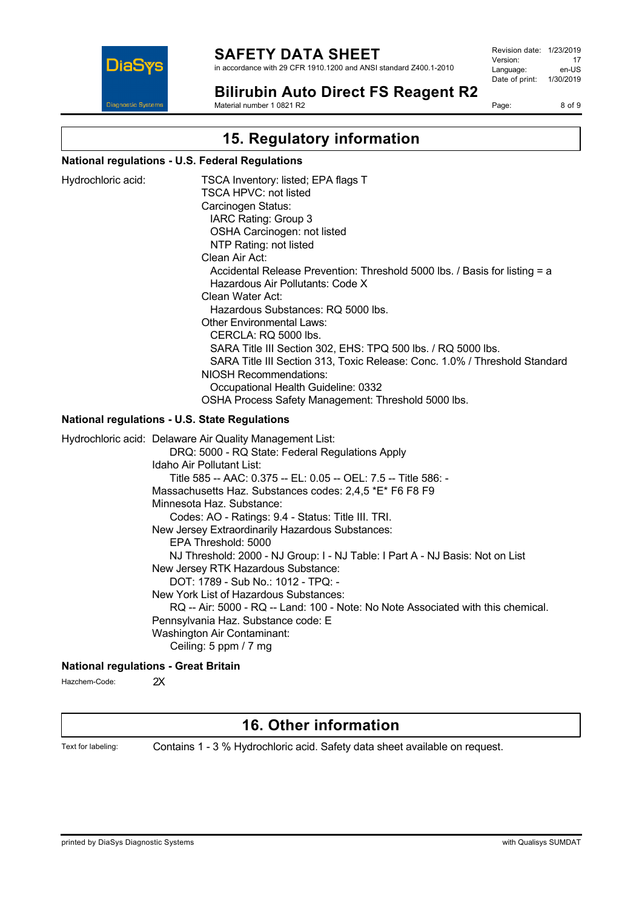## 15. Regulatory information

### National regulations - U.S. Federal Regulations

Hydrochloric acid:

TSCA Inventory: listed; EPA flags T
TSCA HPVC: not listed
Carcinogen Status:
  IARC Rating: Group 3
  OSHA Carcinogen: not listed
  NTP Rating: not listed
Clean Air Act:
  Accidental Release Prevention: Threshold 5000 lbs. / Basis for listing = a
  Hazardous Air Pollutants: Code X
Clean Water Act:
  Hazardous Substances: RQ 5000 lbs.
Other Environmental Laws:
  CERCLA: RQ 5000 lbs.
  SARA Title III Section 302, EHS: TPQ 500 lbs. / RQ 5000 lbs.
  SARA Title III Section 313, Toxic Release: Conc. 1.0% / Threshold Standard
NIOSH Recommendations:
  Occupational Health Guideline: 0332
OSHA Process Safety Management: Threshold 5000 lbs.

### National regulations - U.S. State Regulations

Hydrochloric acid:

Delaware Air Quality Management List:
  DRQ: 5000 - RQ State: Federal Regulations Apply
Idaho Air Pollutant List:
  Title 585 -- AAC: 0.375 -- EL: 0.05 -- OEL: 7.5 -- Title 586: -
Massachusetts Haz. Substances codes: 2,4,5 *E* F6 F8 F9
Minnesota Haz. Substance:
  Codes: AO - Ratings: 9.4 - Status: Title III. TRI.
New Jersey Extraordinarily Hazardous Substances:
  EPA Threshold: 5000
  NJ Threshold: 2000 - NJ Group: I - NJ Table: I Part A - NJ Basis: Not on List
New Jersey RTK Hazardous Substance:
  DOT: 1789 - Sub No.: 1012 - TPQ: -
New York List of Hazardous Substances:
  RQ -- Air: 5000 - RQ -- Land: 100 - Note: No Note Associated with this chemical.
Pennsylvania Haz. Substance code: E
Washington Air Contaminant:
  Ceiling: 5 ppm / 7 mg

### National regulations - Great Britain

Hazchem-Code: 2X

## 16. Other information

Text for labeling: Contains 1 - 3 % Hydrochloric acid. Safety data sheet available on request.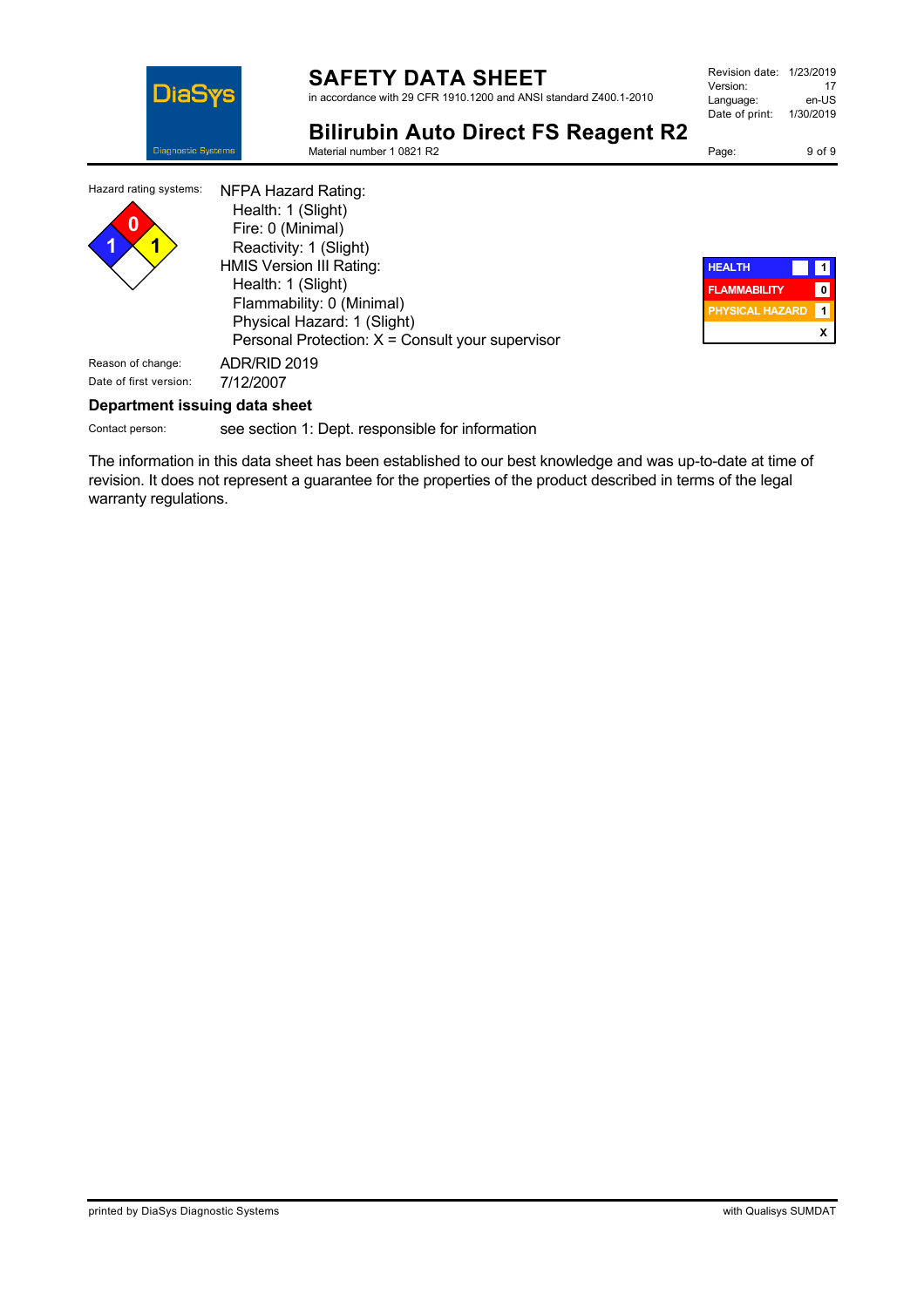Hazard rating systems:

NFPA Hazard Rating:
- Health: 1 (Slight)
- Fire: 0 (Minimal)
- Reactivity: 1 (Slight)

HMIS Version III Rating:
- Health: 1 (Slight)
- Flammability: 0 (Minimal)
- Physical Hazard: 1 (Slight)
- Personal Protection: X = Consult your supervisor

| | |
|---|---|
| HEALTH | 1 |
| FLAMMABILITY | 0 |
| PHYSICAL HAZARD | 1 |
| | X |

Reason of change: ADR/RID 2019

Date of first version: 7/12/2007

### Department issuing data sheet

Contact person: see section 1: Dept. responsible for information

The information in this data sheet has been established to our best knowledge and was up-to-date at time of revision. It does not represent a guarantee for the properties of the product described in terms of the legal warranty regulations.